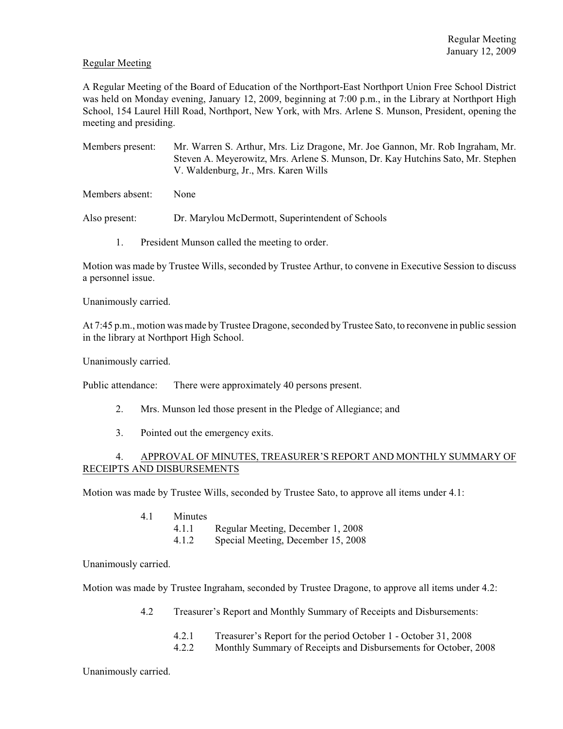Regular Meeting

A Regular Meeting of the Board of Education of the Northport-East Northport Union Free School District was held on Monday evening, January 12, 2009, beginning at 7:00 p.m., in the Library at Northport High School, 154 Laurel Hill Road, Northport, New York, with Mrs. Arlene S. Munson, President, opening the meeting and presiding.

Members present: Mr. Warren S. Arthur, Mrs. Liz Dragone, Mr. Joe Gannon, Mr. Rob Ingraham, Mr. Steven A. Meyerowitz, Mrs. Arlene S. Munson, Dr. Kay Hutchins Sato, Mr. Stephen V. Waldenburg, Jr., Mrs. Karen Wills

Members absent: None

Also present: Dr. Marylou McDermott, Superintendent of Schools

1. President Munson called the meeting to order.

Motion was made by Trustee Wills, seconded by Trustee Arthur, to convene in Executive Session to discuss a personnel issue.

Unanimously carried.

At 7:45 p.m., motion was made by Trustee Dragone, seconded by Trustee Sato, to reconvene in public session in the library at Northport High School.

Unanimously carried.

Public attendance: There were approximately 40 persons present.

2. Mrs. Munson led those present in the Pledge of Allegiance; and

3. Pointed out the emergency exits.

4. APPROVAL OF MINUTES, TREASURER'S REPORT AND MONTHLY SUMMARY OF RECEIPTS AND DISBURSEMENTS

Motion was made by Trustee Wills, seconded by Trustee Sato, to approve all items under 4.1:

- 4.1 Minutes
  - 4.1.1 Regular Meeting, December 1, 2008
  - 4.1.2 Special Meeting, December 15, 2008

Unanimously carried.

Motion was made by Trustee Ingraham, seconded by Trustee Dragone, to approve all items under 4.2:

- 4.2 Treasurer's Report and Monthly Summary of Receipts and Disbursements:
  - 4.2.1 Treasurer's Report for the period October 1 - October 31, 2008
  - 4.2.2 Monthly Summary of Receipts and Disbursements for October, 2008

Unanimously carried.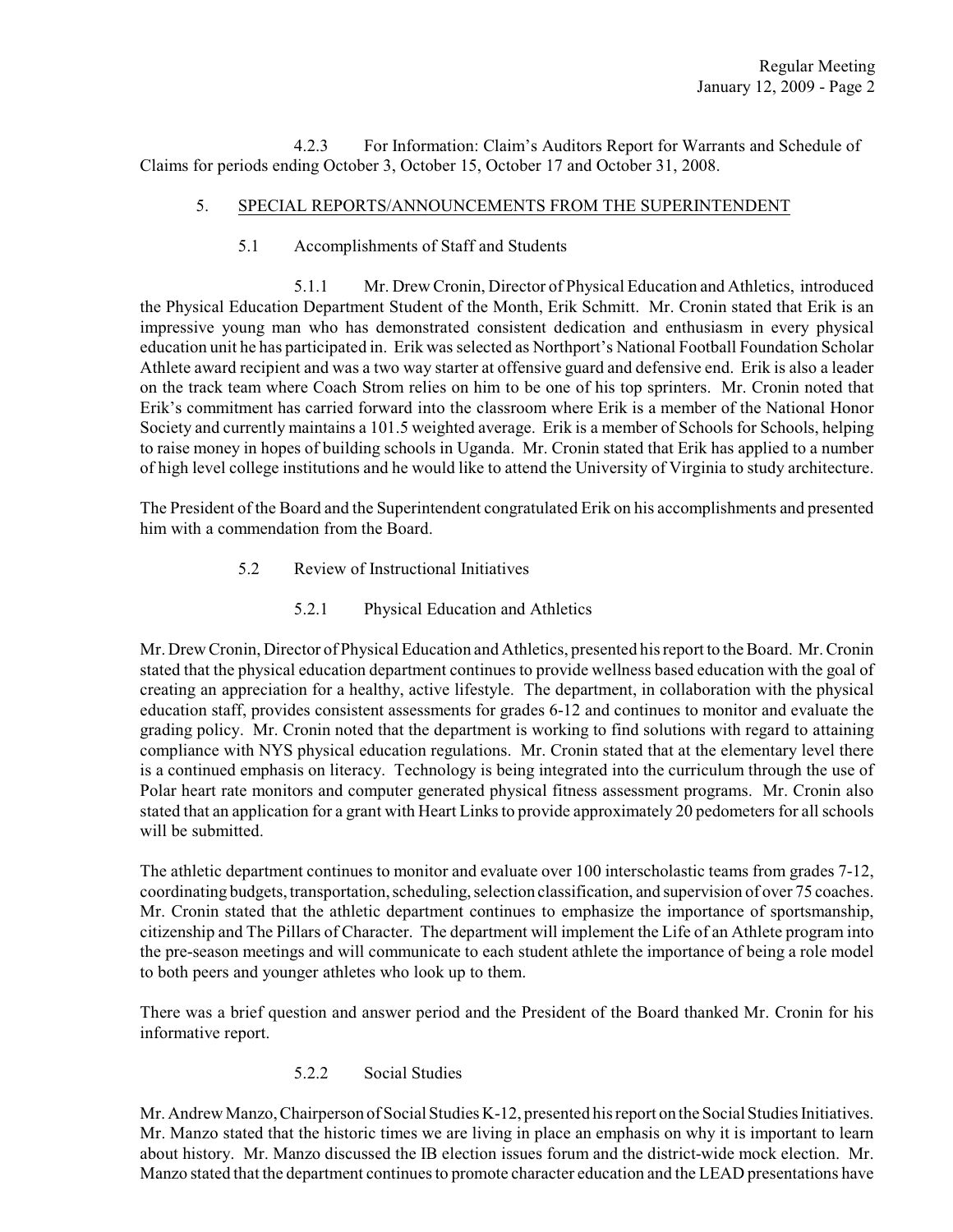4.2.3 For Information: Claim's Auditors Report for Warrants and Schedule of Claims for periods ending October 3, October 15, October 17 and October 31, 2008.

5. SPECIAL REPORTS/ANNOUNCEMENTS FROM THE SUPERINTENDENT

5.1 Accomplishments of Staff and Students

5.1.1 Mr. Drew Cronin, Director of Physical Education and Athletics, introduced the Physical Education Department Student of the Month, Erik Schmitt. Mr. Cronin stated that Erik is an impressive young man who has demonstrated consistent dedication and enthusiasm in every physical education unit he has participated in. Erik was selected as Northport's National Football Foundation Scholar Athlete award recipient and was a two way starter at offensive guard and defensive end. Erik is also a leader on the track team where Coach Strom relies on him to be one of his top sprinters. Mr. Cronin noted that Erik's commitment has carried forward into the classroom where Erik is a member of the National Honor Society and currently maintains a 101.5 weighted average. Erik is a member of Schools for Schools, helping to raise money in hopes of building schools in Uganda. Mr. Cronin stated that Erik has applied to a number of high level college institutions and he would like to attend the University of Virginia to study architecture.

The President of the Board and the Superintendent congratulated Erik on his accomplishments and presented him with a commendation from the Board.

5.2 Review of Instructional Initiatives

5.2.1 Physical Education and Athletics

Mr. Drew Cronin, Director of Physical Education and Athletics, presented his report to the Board. Mr. Cronin stated that the physical education department continues to provide wellness based education with the goal of creating an appreciation for a healthy, active lifestyle. The department, in collaboration with the physical education staff, provides consistent assessments for grades 6-12 and continues to monitor and evaluate the grading policy. Mr. Cronin noted that the department is working to find solutions with regard to attaining compliance with NYS physical education regulations. Mr. Cronin stated that at the elementary level there is a continued emphasis on literacy. Technology is being integrated into the curriculum through the use of Polar heart rate monitors and computer generated physical fitness assessment programs. Mr. Cronin also stated that an application for a grant with Heart Links to provide approximately 20 pedometers for all schools will be submitted.

The athletic department continues to monitor and evaluate over 100 interscholastic teams from grades 7-12, coordinating budgets, transportation, scheduling, selection classification, and supervision of over 75 coaches. Mr. Cronin stated that the athletic department continues to emphasize the importance of sportsmanship, citizenship and The Pillars of Character. The department will implement the Life of an Athlete program into the pre-season meetings and will communicate to each student athlete the importance of being a role model to both peers and younger athletes who look up to them.

There was a brief question and answer period and the President of the Board thanked Mr. Cronin for his informative report.

5.2.2 Social Studies

Mr. Andrew Manzo, Chairperson of Social Studies K-12, presented his report on the Social Studies Initiatives. Mr. Manzo stated that the historic times we are living in place an emphasis on why it is important to learn about history. Mr. Manzo discussed the IB election issues forum and the district-wide mock election. Mr. Manzo stated that the department continues to promote character education and the LEAD presentations have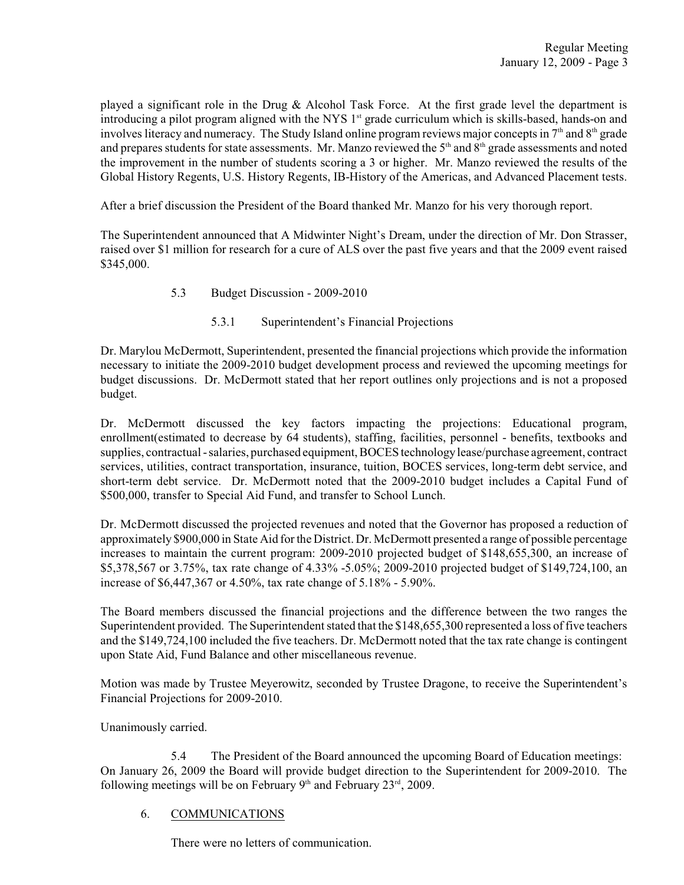played a significant role in the Drug & Alcohol Task Force. At the first grade level the department is introducing a pilot program aligned with the NYS 1st grade curriculum which is skills-based, hands-on and involves literacy and numeracy. The Study Island online program reviews major concepts in 7th and 8th grade and prepares students for state assessments. Mr. Manzo reviewed the 5th and 8th grade assessments and noted the improvement in the number of students scoring a 3 or higher. Mr. Manzo reviewed the results of the Global History Regents, U.S. History Regents, IB-History of the Americas, and Advanced Placement tests.

After a brief discussion the President of the Board thanked Mr. Manzo for his very thorough report.

The Superintendent announced that A Midwinter Night's Dream, under the direction of Mr. Don Strasser, raised over $1 million for research for a cure of ALS over the past five years and that the 2009 event raised $345,000.

5.3 Budget Discussion - 2009-2010

5.3.1 Superintendent's Financial Projections

Dr. Marylou McDermott, Superintendent, presented the financial projections which provide the information necessary to initiate the 2009-2010 budget development process and reviewed the upcoming meetings for budget discussions. Dr. McDermott stated that her report outlines only projections and is not a proposed budget.

Dr. McDermott discussed the key factors impacting the projections: Educational program, enrollment(estimated to decrease by 64 students), staffing, facilities, personnel - benefits, textbooks and supplies, contractual - salaries, purchased equipment, BOCES technology lease/purchase agreement, contract services, utilities, contract transportation, insurance, tuition, BOCES services, long-term debt service, and short-term debt service. Dr. McDermott noted that the 2009-2010 budget includes a Capital Fund of $500,000, transfer to Special Aid Fund, and transfer to School Lunch.

Dr. McDermott discussed the projected revenues and noted that the Governor has proposed a reduction of approximately $900,000 in State Aid for the District. Dr. McDermott presented a range of possible percentage increases to maintain the current program: 2009-2010 projected budget of $148,655,300, an increase of $5,378,567 or 3.75%, tax rate change of 4.33% -5.05%; 2009-2010 projected budget of $149,724,100, an increase of $6,447,367 or 4.50%, tax rate change of 5.18% - 5.90%.

The Board members discussed the financial projections and the difference between the two ranges the Superintendent provided. The Superintendent stated that the $148,655,300 represented a loss of five teachers and the $149,724,100 included the five teachers. Dr. McDermott noted that the tax rate change is contingent upon State Aid, Fund Balance and other miscellaneous revenue.

Motion was made by Trustee Meyerowitz, seconded by Trustee Dragone, to receive the Superintendent's Financial Projections for 2009-2010.

Unanimously carried.

5.4 The President of the Board announced the upcoming Board of Education meetings: On January 26, 2009 the Board will provide budget direction to the Superintendent for 2009-2010. The following meetings will be on February 9th and February 23rd, 2009.

6. COMMUNICATIONS

There were no letters of communication.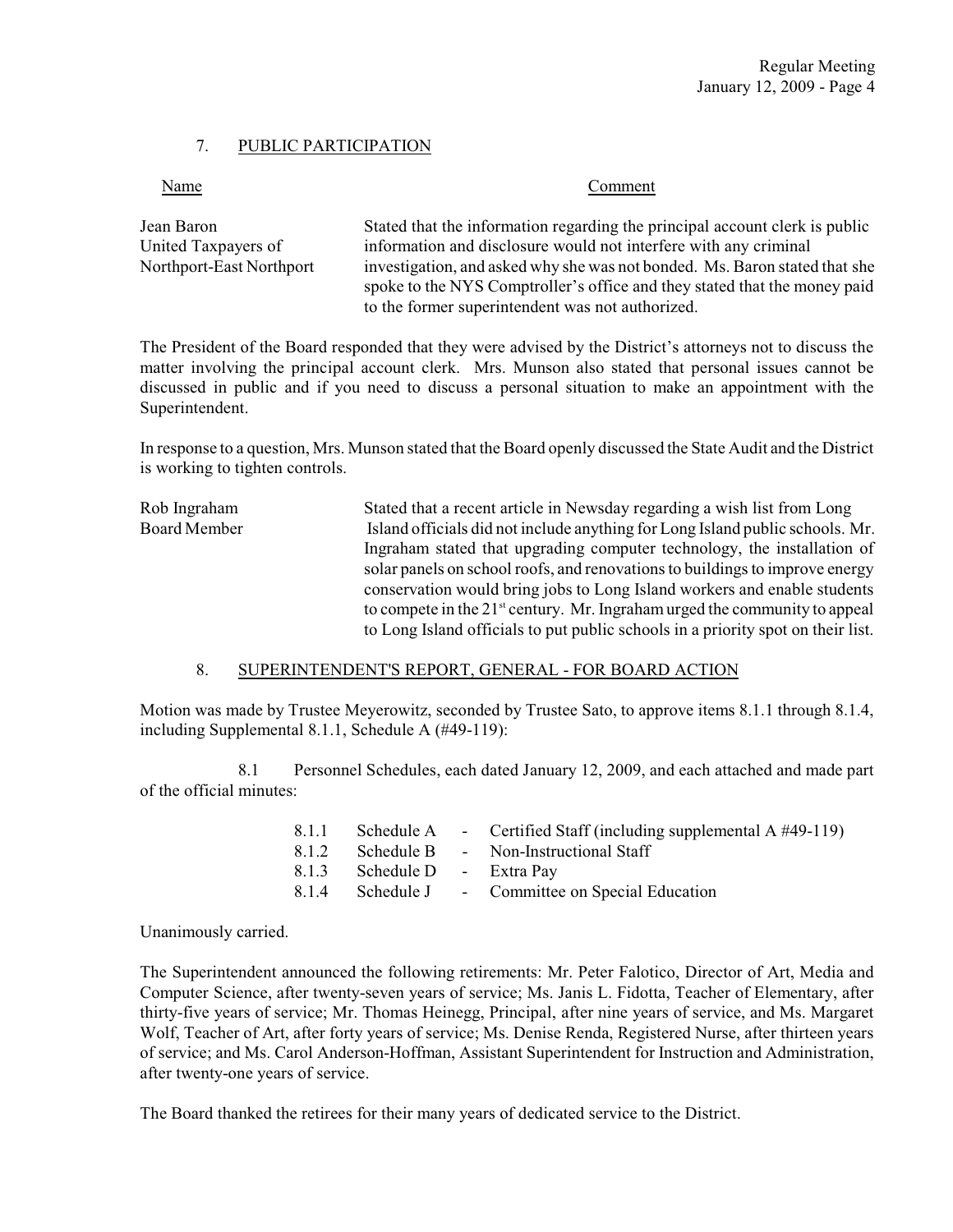## 7. PUBLIC PARTICIPATION

| Name | Comment |
|---|---|
| Jean Baron<br>United Taxpayers of Northport-East Northport | Stated that the information regarding the principal account clerk is public information and disclosure would not interfere with any criminal investigation, and asked why she was not bonded. Ms. Baron stated that she spoke to the NYS Comptroller's office and they stated that the money paid to the former superintendent was not authorized. |

The President of the Board responded that they were advised by the District's attorneys not to discuss the matter involving the principal account clerk. Mrs. Munson also stated that personal issues cannot be discussed in public and if you need to discuss a personal situation to make an appointment with the Superintendent.

In response to a question, Mrs. Munson stated that the Board openly discussed the State Audit and the District is working to tighten controls.

| Name | Comment |
|---|---|
| Rob Ingraham<br>Board Member | Stated that a recent article in Newsday regarding a wish list from Long Island officials did not include anything for Long Island public schools. Mr. Ingraham stated that upgrading computer technology, the installation of solar panels on school roofs, and renovations to buildings to improve energy conservation would bring jobs to Long Island workers and enable students to compete in the 21st century. Mr. Ingraham urged the community to appeal to Long Island officials to put public schools in a priority spot on their list. |

## 8. SUPERINTENDENT'S REPORT, GENERAL - FOR BOARD ACTION

Motion was made by Trustee Meyerowitz, seconded by Trustee Sato, to approve items 8.1.1 through 8.1.4, including Supplemental 8.1.1, Schedule A (#49-119):

8.1 Personnel Schedules, each dated January 12, 2009, and each attached and made part of the official minutes:

- 8.1.1 Schedule A - Certified Staff (including supplemental A #49-119)
- 8.1.2 Schedule B - Non-Instructional Staff
- 8.1.3 Schedule D - Extra Pay
- 8.1.4 Schedule J - Committee on Special Education

Unanimously carried.

The Superintendent announced the following retirements: Mr. Peter Falotico, Director of Art, Media and Computer Science, after twenty-seven years of service; Ms. Janis L. Fidotta, Teacher of Elementary, after thirty-five years of service; Mr. Thomas Heinegg, Principal, after nine years of service, and Ms. Margaret Wolf, Teacher of Art, after forty years of service; Ms. Denise Renda, Registered Nurse, after thirteen years of service; and Ms. Carol Anderson-Hoffman, Assistant Superintendent for Instruction and Administration, after twenty-one years of service.

The Board thanked the retirees for their many years of dedicated service to the District.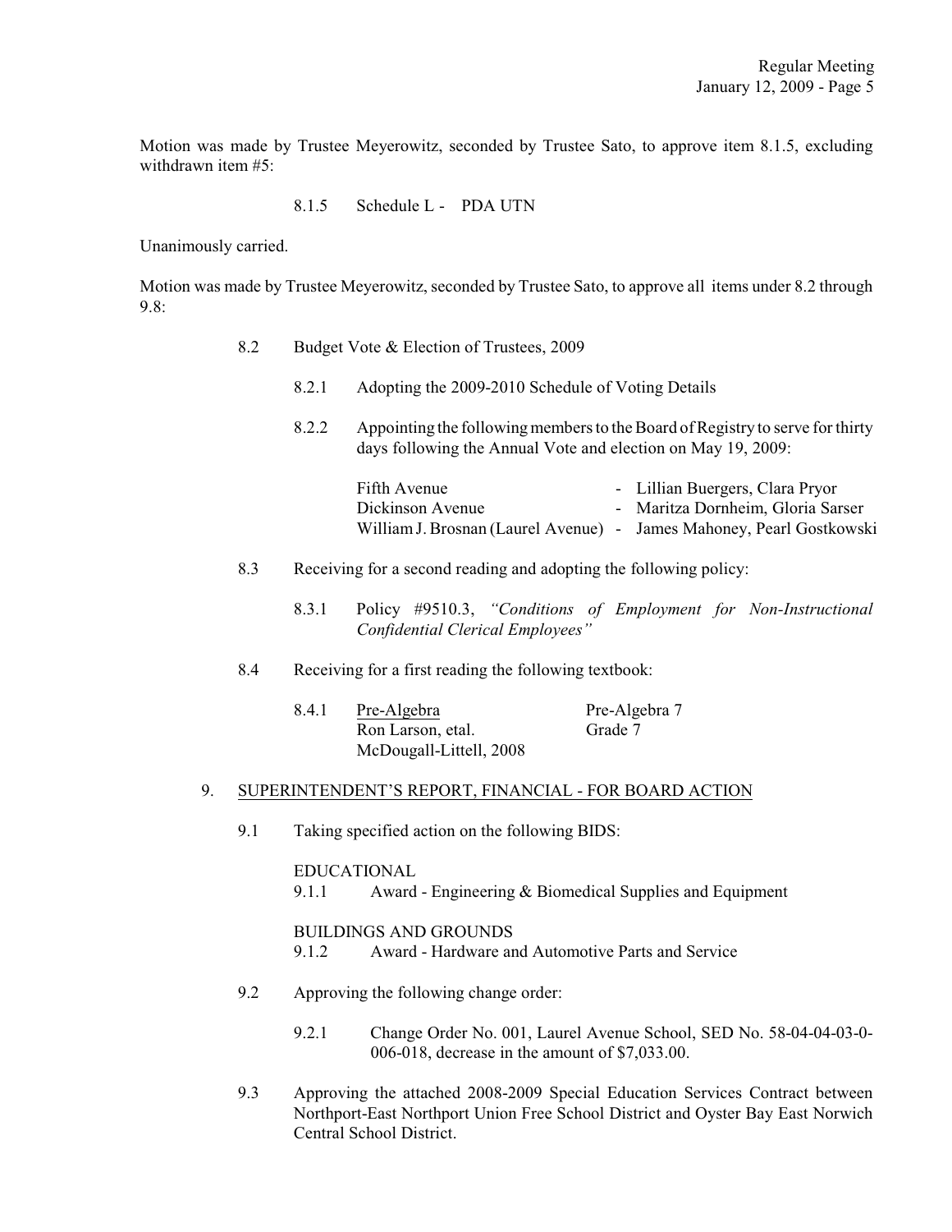Motion was made by Trustee Meyerowitz, seconded by Trustee Sato, to approve item 8.1.5, excluding withdrawn item #5:

8.1.5 Schedule L - PDA UTN

Unanimously carried.

Motion was made by Trustee Meyerowitz, seconded by Trustee Sato, to approve all items under 8.2 through 9.8:

8.2 Budget Vote & Election of Trustees, 2009

8.2.1 Adopting the 2009-2010 Schedule of Voting Details

8.2.2 Appointing the following members to the Board of Registry to serve for thirty days following the Annual Vote and election on May 19, 2009:

| | | |
|---|---|---|
| Fifth Avenue | - | Lillian Buergers, Clara Pryor |
| Dickinson Avenue | - | Maritza Dornheim, Gloria Sarser |
| William J. Brosnan (Laurel Avenue) | - | James Mahoney, Pearl Gostkowski |

8.3 Receiving for a second reading and adopting the following policy:

8.3.1 Policy #9510.3, *"Conditions of Employment for Non-Instructional Confidential Clerical Employees"*

8.4 Receiving for a first reading the following textbook:

8.4.1 <u>Pre-Algebra</u> Pre-Algebra 7
Ron Larson, etal. Grade 7
McDougall-Littell, 2008

9. <u>SUPERINTENDENT'S REPORT, FINANCIAL - FOR BOARD ACTION</u>

9.1 Taking specified action on the following BIDS:

EDUCATIONAL
9.1.1 Award - Engineering & Biomedical Supplies and Equipment

BUILDINGS AND GROUNDS
9.1.2 Award - Hardware and Automotive Parts and Service

9.2 Approving the following change order:

9.2.1 Change Order No. 001, Laurel Avenue School, SED No. 58-04-04-03-0-006-018, decrease in the amount of $7,033.00.

9.3 Approving the attached 2008-2009 Special Education Services Contract between Northport-East Northport Union Free School District and Oyster Bay East Norwich Central School District.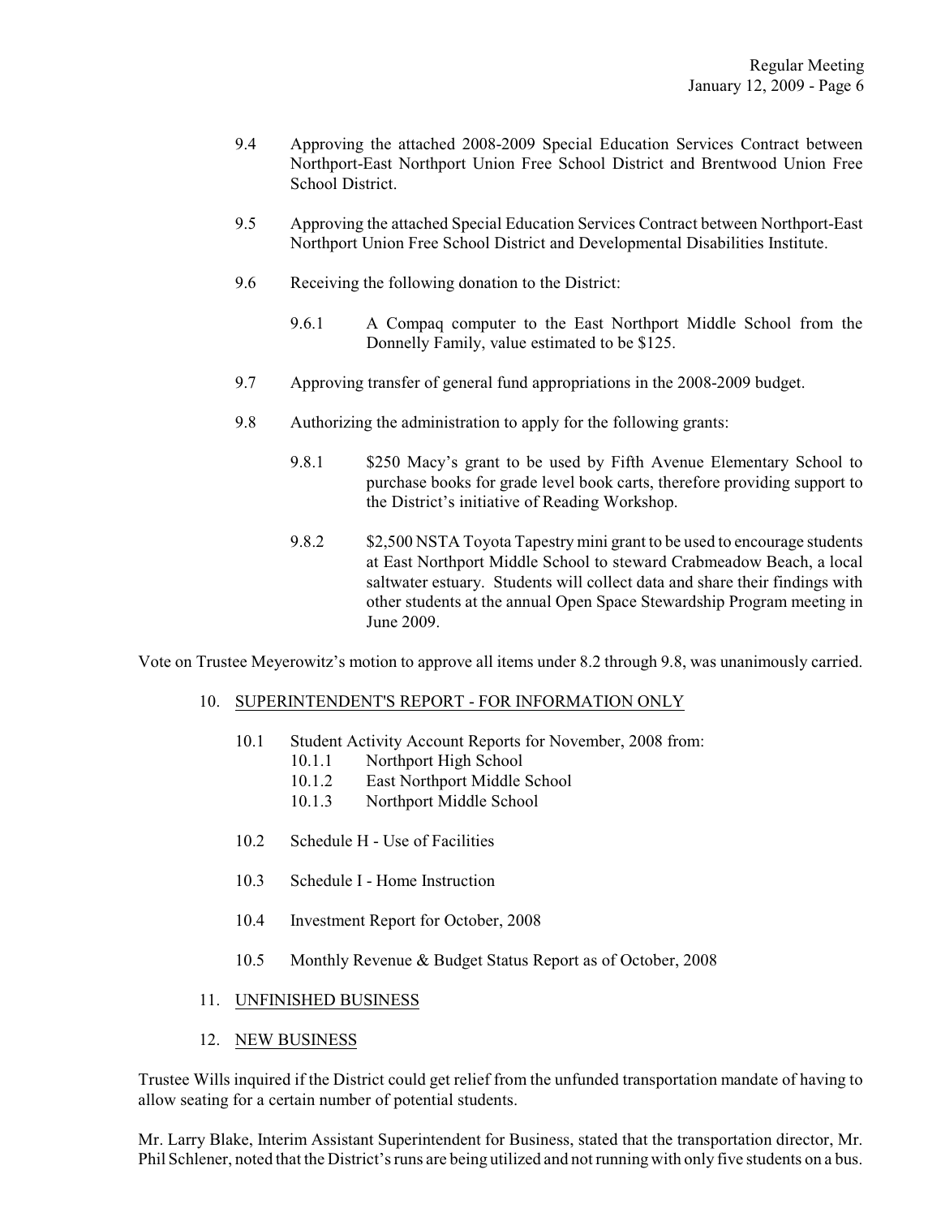9.4 Approving the attached 2008-2009 Special Education Services Contract between Northport-East Northport Union Free School District and Brentwood Union Free School District.

9.5 Approving the attached Special Education Services Contract between Northport-East Northport Union Free School District and Developmental Disabilities Institute.

9.6 Receiving the following donation to the District:

9.6.1 A Compaq computer to the East Northport Middle School from the Donnelly Family, value estimated to be $125.

9.7 Approving transfer of general fund appropriations in the 2008-2009 budget.

9.8 Authorizing the administration to apply for the following grants:

9.8.1 $250 Macy's grant to be used by Fifth Avenue Elementary School to purchase books for grade level book carts, therefore providing support to the District's initiative of Reading Workshop.

9.8.2 $2,500 NSTA Toyota Tapestry mini grant to be used to encourage students at East Northport Middle School to steward Crabmeadow Beach, a local saltwater estuary. Students will collect data and share their findings with other students at the annual Open Space Stewardship Program meeting in June 2009.

Vote on Trustee Meyerowitz's motion to approve all items under 8.2 through 9.8, was unanimously carried.

10. <u>SUPERINTENDENT'S REPORT - FOR INFORMATION ONLY</u>

10.1 Student Activity Account Reports for November, 2008 from:
- 10.1.1 Northport High School
- 10.1.2 East Northport Middle School
- 10.1.3 Northport Middle School

10.2 Schedule H - Use of Facilities

10.3 Schedule I - Home Instruction

10.4 Investment Report for October, 2008

10.5 Monthly Revenue & Budget Status Report as of October, 2008

11. <u>UNFINISHED BUSINESS</u>

12. <u>NEW BUSINESS</u>

Trustee Wills inquired if the District could get relief from the unfunded transportation mandate of having to allow seating for a certain number of potential students.

Mr. Larry Blake, Interim Assistant Superintendent for Business, stated that the transportation director, Mr. Phil Schlener, noted that the District's runs are being utilized and not running with only five students on a bus.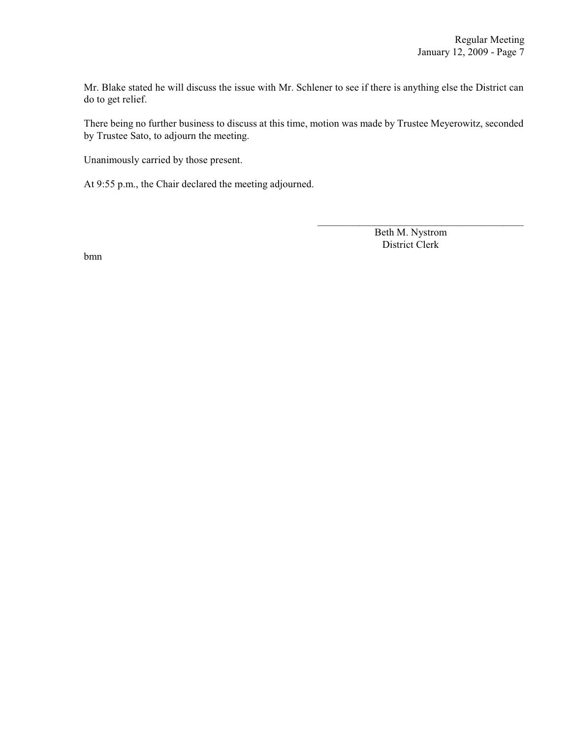Mr. Blake stated he will discuss the issue with Mr. Schlener to see if there is anything else the District can do to get relief.

There being no further business to discuss at this time, motion was made by Trustee Meyerowitz, seconded by Trustee Sato, to adjourn the meeting.

Unanimously carried by those present.

At 9:55 p.m., the Chair declared the meeting adjourned.

\_\_\_\_\_\_\_\_\_\_\_\_\_\_\_\_\_\_\_\_\_\_\_\_\_\_\_\_\_\_\_\_\_\_\_\_\_\_\_\_

Beth M. Nystrom
District Clerk

bmn